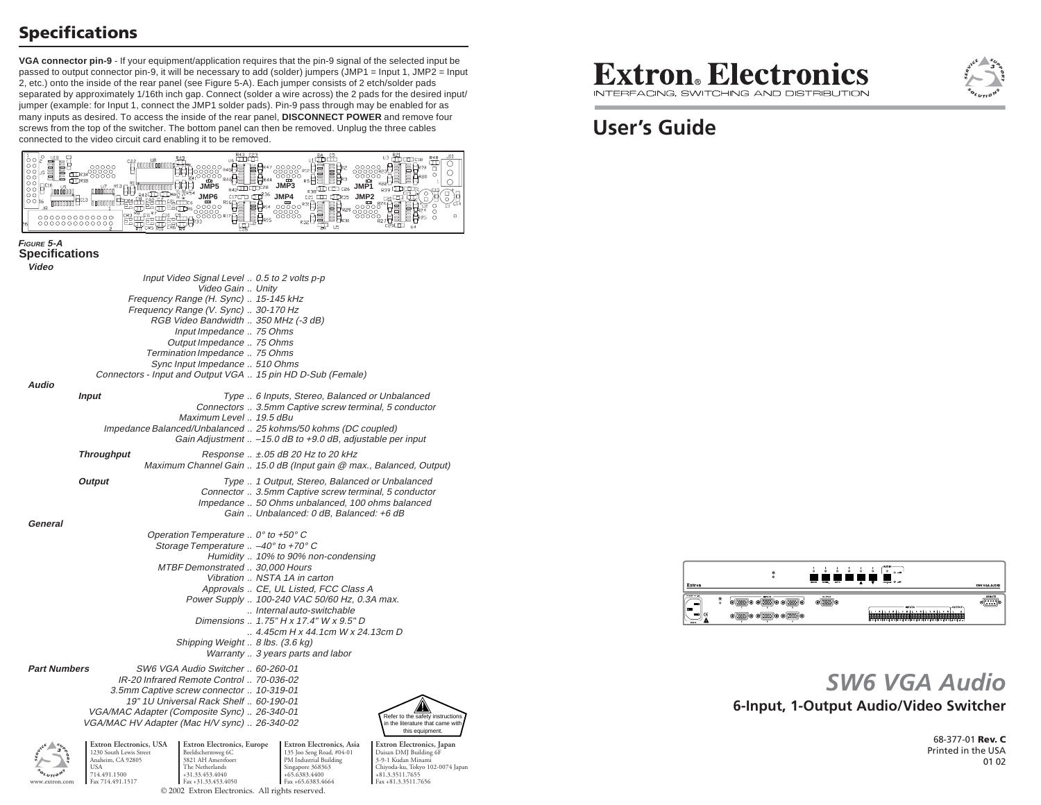## Specifications

**VGA connector pin-9** - If your equipment/application requires that the pin-9 signal of the selected input be passed to output connector pin-9, it will be necessary to add (solder) jumpers (JMP1 = Input 1, JMP2 = Input 2, etc.) onto the inside of the rear panel (see Figure 5-A). Each jumper consists of 2 etch/solder pads separated by approximately 1/16th inch gap. Connect (solder a wire across) the 2 pads for the desired input/jumper (example: for Input 1, connect the JMP1 solder pads). Pin-9 pass through may be enabled for as many inputs as desired. To access the inside of the rear panel, **DISCONNECT POWER** and remove four screws from the top of the switcher. The bottom panel can then be removed. Unplug the three cables connected to the video circuit card enabling it to be removed.

*FIGURE 5-A*

### Specifications

***Video***

| | |
|---|---|
| *Input Video Signal Level* | *0.5 to 2 volts p-p* |
| *Video Gain* | *Unity* |
| *Frequency Range (H. Sync)* | *15-145 kHz* |
| *Frequency Range (V. Sync)* | *30-170 Hz* |
| *RGB Video Bandwidth* | *350 MHz (-3 dB)* |
| *Input Impedance* | *75 Ohms* |
| *Output Impedance* | *75 Ohms* |
| *Termination Impedance* | *75 Ohms* |
| *Sync Input Impedance* | *510 Ohms* |
| *Connectors - Input and Output VGA* | *15 pin HD D-Sub (Female)* |

***Audio***

***Input***

| | |
|---|---|
| *Type* | *6 Inputs, Stereo, Balanced or Unbalanced* |
| *Connectors* | *3.5mm Captive screw terminal, 5 conductor* |
| *Maximum Level* | *19.5 dBu* |
| *Impedance Balanced/Unbalanced* | *25 kohms/50 kohms (DC coupled)* |
| *Gain Adjustment* | *–15.0 dB to +9.0 dB, adjustable per input* |

***Throughput***

| | |
|---|---|
| *Response* | *±.05 dB 20 Hz to 20 kHz* |
| *Maximum Channel Gain* | *15.0 dB (Input gain @ max., Balanced, Output)* |

***Output***

| | |
|---|---|
| *Type* | *1 Output, Stereo, Balanced or Unbalanced* |
| *Connector* | *3.5mm Captive screw terminal, 5 conductor* |
| *Impedance* | *50 Ohms unbalanced, 100 ohms balanced* |
| *Gain* | *Unbalanced: 0 dB, Balanced: +6 dB* |

***General***

| | |
|---|---|
| *Operation Temperature* | *0° to +50° C* |
| *Storage Temperature* | *–40° to +70° C* |
| *Humidity* | *10% to 90% non-condensing* |
| *MTBF Demonstrated* | *30,000 Hours* |
| *Vibration* | *NSTA 1A in carton* |
| *Approvals* | *CE, UL Listed, FCC Class A* |
| *Power Supply* | *100-240 VAC 50/60 Hz, 0.3A max.* |
| | *Internal auto-switchable* |
| *Dimensions* | *1.75" H x 17.4" W x 9.5" D* |
| | *4.45cm H x 44.1cm W x 24.13cm D* |
| *Shipping Weight* | *8 lbs. (3.6 kg)* |
| *Warranty* | *3 years parts and labor* |

***Part Numbers***

| | |
|---|---|
| *SW6 VGA Audio Switcher* | *60-260-01* |
| *IR-20 Infrared Remote Control* | *70-036-02* |
| *3.5mm Captive screw connector* | *10-319-01* |
| *19" 1U Universal Rack Shelf* | *60-190-01* |
| *VGA/MAC Adapter (Composite Sync)* | *26-340-01* |
| *VGA/MAC HV Adapter (Mac H/V sync)* | *26-340-02* |

Refer to the safety instructions in the literature that came with this equipment.

www.extron.com

**Extron Electronics, USA**
1230 South Lewis Street
Anaheim, CA 92805
USA
714.491.1500
Fax 714.491.1517

**Extron Electronics, Europe**
Beeldschermweg 6C
3821 AH Amersfoort
The Netherlands
+31.33.453.4040
Fax +31.33.453.4050

**Extron Electronics, Asia**
135 Joo Seng Road, #04-01
PM Industrial Building
Singapore 368363
+65.6383.4400
Fax +65.6383.4664

**Extron Electronics, Japan**
Daisan DMJ Building 6F
3-9-1 Kudan Minami
Chiyoda-ku, Tokyo 102-0074 Japan
+81.3.3511.7655
Fax +81.3.3511.7656

© 2002 Extron Electronics. All rights reserved.

# Extron. Electronics

INTERFACING, SWITCHING AND DISTRIBUTION

## User's Guide

# *SW6 VGA Audio*

### 6-Input, 1-Output Audio/Video Switcher

68-377-01 **Rev. C**
Printed in the USA
01 02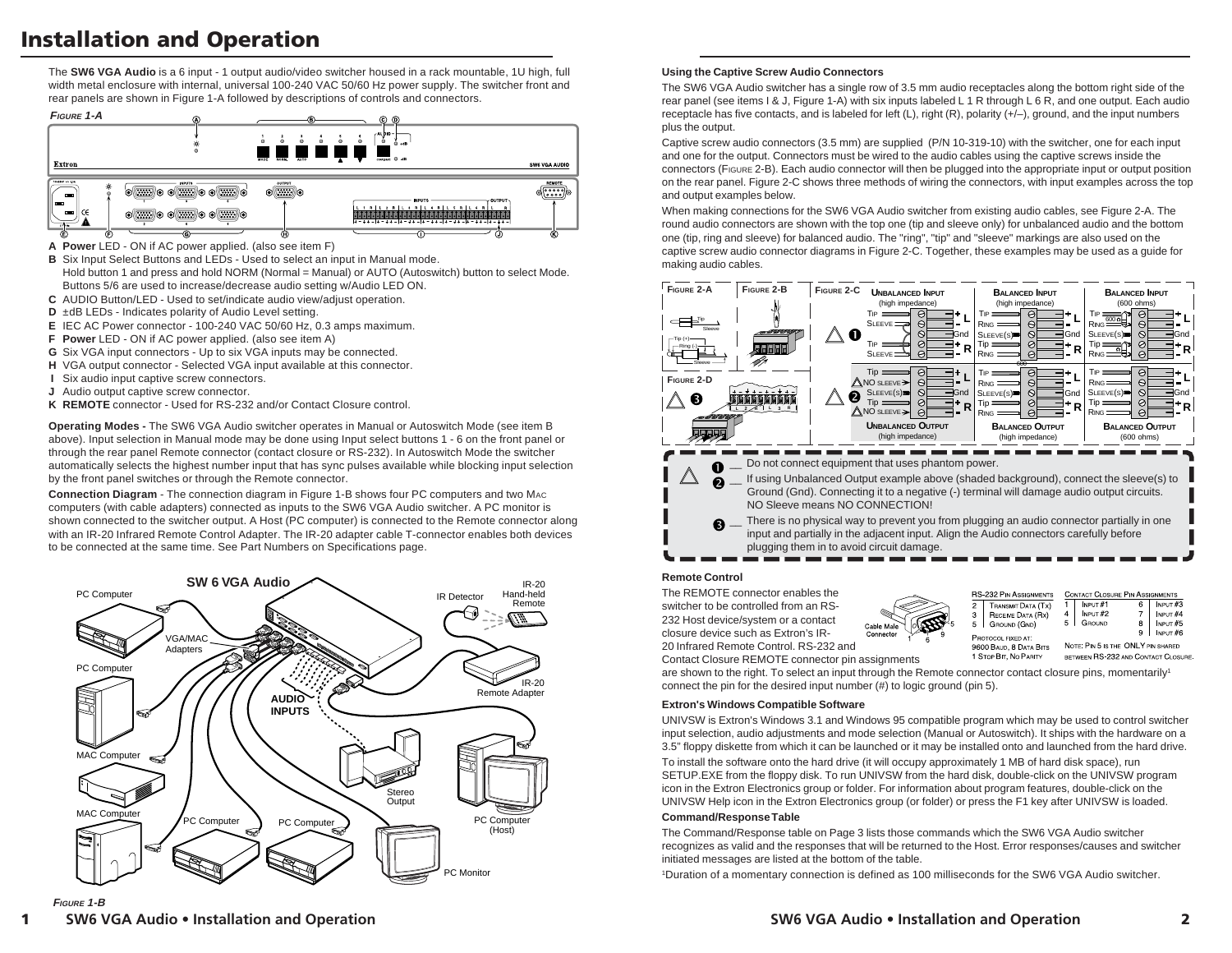# Installation and Operation

The **SW6 VGA Audio** is a 6 input - 1 output audio/video switcher housed in a rack mountable, 1U high, full width metal enclosure with internal, universal 100-240 VAC 50/60 Hz power supply. The switcher front and rear panels are shown in Figure 1-A followed by descriptions of controls and connectors.

*FIGURE 1-A*

- **A Power** LED - ON if AC power applied. (also see item F)
- **B** Six Input Select Buttons and LEDs - Used to select an input in Manual mode. Hold button 1 and press and hold NORM (Normal = Manual) or AUTO (Autoswitch) button to select Mode. Buttons 5/6 are used to increase/decrease audio setting w/Audio LED ON.
- **C** AUDIO Button/LED - Used to set/indicate audio view/adjust operation.
- **D** ±dB LEDs - Indicates polarity of Audio Level setting.
- **E** IEC AC Power connector - 100-240 VAC 50/60 Hz, 0.3 amps maximum.
- **F Power** LED - ON if AC power applied. (also see item A)
- **G** Six VGA input connectors - Up to six VGA inputs may be connected.
- **H** VGA output connector - Selected VGA input available at this connector.
- **I** Six audio input captive screw connectors.
- **J** Audio output captive screw connector.
- **K REMOTE** connector - Used for RS-232 and/or Contact Closure control.

**Operating Modes -** The SW6 VGA Audio switcher operates in Manual or Autoswitch Mode (see item B above). Input selection in Manual mode may be done using Input select buttons 1 - 6 on the front panel or through the rear panel Remote connector (contact closure or RS-232). In Autoswitch Mode the switcher automatically selects the highest number input that has sync pulses available while blocking input selection by the front panel switches or through the Remote connector.

**Connection Diagram** - The connection diagram in Figure 1-B shows four PC computers and two MAC computers (with cable adapters) connected as inputs to the SW6 VGA Audio switcher. A PC monitor is shown connected to the switcher output. A Host (PC computer) is connected to the Remote connector along with an IR-20 Infrared Remote Control Adapter. The IR-20 adapter cable T-connector enables both devices to be connected at the same time. See Part Numbers on Specifications page.

*FIGURE 1-B*

### Using the Captive Screw Audio Connectors

The SW6 VGA Audio switcher has a single row of 3.5 mm audio receptacles along the bottom right side of the rear panel (see items I & J, Figure 1-A) with six inputs labeled L 1 R through L 6 R, and one output. Each audio receptacle has five contacts, and is labeled for left (L), right (R), polarity (+/–), ground, and the input numbers plus the output.

Captive screw audio connectors (3.5 mm) are supplied (P/N 10-319-10) with the switcher, one for each input and one for the output. Connectors must be wired to the audio cables using the captive screws inside the connectors (FIGURE 2-B). Each audio connector will then be plugged into the appropriate input or output position on the rear panel. Figure 2-C shows three methods of wiring the connectors, with input examples across the top and output examples below.

When making connections for the SW6 VGA Audio switcher from existing audio cables, see Figure 2-A. The round audio connectors are shown with the top one (tip and sleeve only) for unbalanced audio and the bottom one (tip, ring and sleeve) for balanced audio. The "ring", "tip" and "sleeve" markings are also used on the captive screw audio connector diagrams in Figure 2-C. Together, these examples may be used as a guide for making audio cables.

*FIGURE 2-A* *FIGURE 2-B* *FIGURE 2-C* *FIGURE 2-D*

1 — Do not connect equipment that uses phantom power.

2 — If using Unbalanced Output example above (shaded background), connect the sleeve(s) to Ground (Gnd). Connecting it to a negative (-) terminal will damage audio output circuits. NO Sleeve means NO CONNECTION!

3 — There is no physical way to prevent you from plugging an audio connector partially in one input and partially in the adjacent input. Align the Audio connectors carefully before plugging them in to avoid circuit damage.

### Remote Control

The REMOTE connector enables the switcher to be controlled from an RS-232 Host device/system or a contact closure device such as Extron's IR-20 Infrared Remote Control. RS-232 and Contact Closure REMOTE connector pin assignments are shown to the right. To select an input through the Remote connector contact closure pins, momentarily[1] connect the pin for the desired input number (#) to logic ground (pin 5).

| RS-232 Pin Assignments | |
|---|---|
| 2 | Transmit Data (Tx) |
| 3 | Receive Data (Rx) |
| 5 | Ground (Gnd) |

Protocol fixed at: 9600 Baud, 8 Data Bits 1 Stop Bit, No Parity

| Contact Closure Pin Assignments | | | |
|---|---|---|---|
| 1 | Input #1 | 6 | Input #3 |
| 4 | Input #2 | 7 | Input #4 |
| 5 | Ground | 8 | Input #5 |
| | | 9 | Input #6 |

Note: Pin 5 is the ONLY pin shared between RS-232 and Contact Closure.

### Extron's Windows Compatible Software

UNIVSW is Extron's Windows 3.1 and Windows 95 compatible program which may be used to control switcher input selection, audio adjustments and mode selection (Manual or Autoswitch). It ships with the hardware on a 3.5" floppy diskette from which it can be launched or it may be installed onto and launched from the hard drive.

To install the software onto the hard drive (it will occupy approximately 1 MB of hard disk space), run SETUP.EXE from the floppy disk. To run UNIVSW from the hard disk, double-click on the UNIVSW program icon in the Extron Electronics group or folder. For information about program features, double-click on the UNIVSW Help icon in the Extron Electronics group (or folder) or press the F1 key after UNIVSW is loaded.

### Command/Response Table

The Command/Response table on Page 3 lists those commands which the SW6 VGA Audio switcher recognizes as valid and the responses that will be returned to the Host. Error responses/causes and switcher initiated messages are listed at the bottom of the table.

[1]Duration of a momentary connection is defined as 100 milliseconds for the SW6 VGA Audio switcher.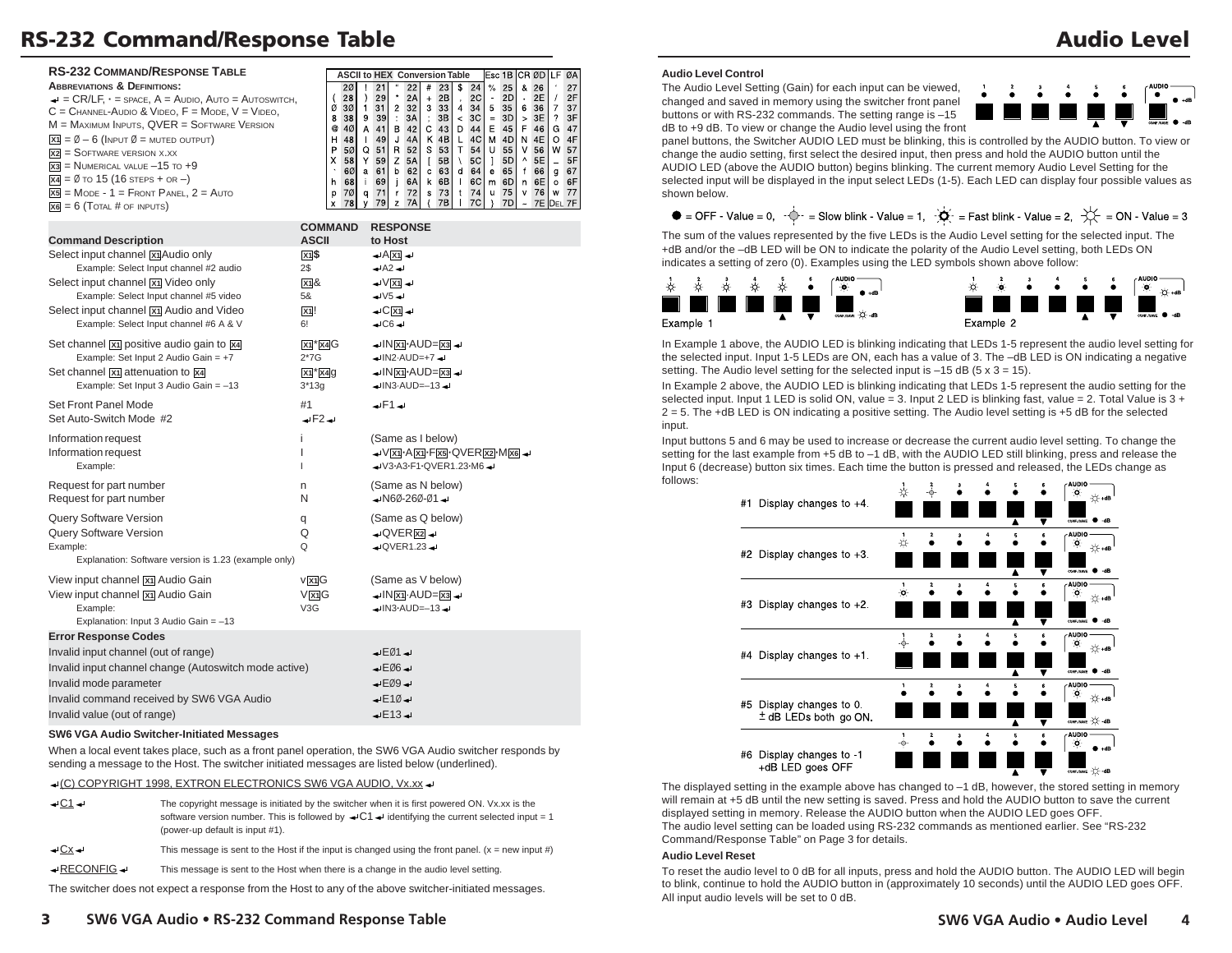# RS-232 Command/Response Table

## RS-232 Command/Response Table

**Abbreviations & Definitions:**

↵ = CR/LF, • = space, A = Audio, Auto = Autoswitch, C = Channel-Audio & Video, F = Mode, V = Video, M = Maximum Inputs, QVER = Software Version

X1 = Ø – 6 (Input Ø = muted output)
X2 = Software version x.xx
X3 = Numerical value –15 to +9
X4 = Ø to 15 (16 steps + or –)
X5 = Mode - 1 = Front Panel, 2 = Auto
X6 = 6 (Total # of inputs)

**ASCII to HEX Conversion Table**

| | | | | | | | | | | | | | | | |
|---|---|---|---|---|---|---|---|---|---|---|---|---|---|---|---|
| Esc | 1B | CR | ØD | LF | ØA | | | | | | | | | | |
| | 2Ø | ! | 21 | " | 22 | # | 23 | $ | 24 | % | 25 | & | 26 | ' | 27 |
| ( | 28 | ) | 29 | * | 2A | + | 2B | , | 2C | - | 2D | . | 2E | / | 2F |
| Ø | 3Ø | 1 | 31 | 2 | 32 | 3 | 33 | 4 | 34 | 5 | 35 | 6 | 36 | 7 | 37 |
| 8 | 38 | 9 | 39 | : | 3A | ; | 3B | < | 3C | = | 3D | > | 3E | ? | 3F |
| @ | 4Ø | A | 41 | B | 42 | C | 43 | D | 44 | E | 45 | F | 46 | G | 47 |
| H | 48 | I | 49 | J | 4A | K | 4B | L | 4C | M | 4D | N | 4E | O | 4F |
| P | 5Ø | Q | 51 | R | 52 | S | 53 | T | 54 | U | 55 | V | 56 | W | 57 |
| X | 58 | Y | 59 | Z | 5A | [ | 5B | \ | 5C | ] | 5D | ^ | 5E | _ | 5F |
| ` | 6Ø | a | 61 | b | 62 | c | 63 | d | 64 | e | 65 | f | 66 | g | 67 |
| h | 68 | i | 69 | j | 6A | k | 6B | l | 6C | m | 6D | n | 6E | o | 6F |
| p | 7Ø | q | 71 | r | 72 | s | 73 | t | 74 | u | 75 | v | 76 | w | 77 |
| x | 78 | y | 79 | z | 7A | { | 7B | \| | 7C | } | 7D | ~ | 7E | Del | 7F |

| Command Description | Command ASCII | Response to Host |
|---|---|---|
| Select input channel X1 Audio only | X1$ | ↵AX1↵ |
| Example: Select Input channel #2 audio | 2$ | ↵A2↵ |
| Select input channel X1 Video only | X1& | ↵VX1↵ |
| Example: Select Input channel #5 video | 5& | ↵V5↵ |
| Select input channel X1 Audio and Video | X1! | ↵CX1↵ |
| Example: Select Input channel #6 A & V | 6! | ↵C6↵ |
| Set channel X1 positive audio gain to X4 | X1*X4G | ↵INX1•AUD=X3↵ |
| Example: Set Input 2 Audio Gain = +7 | 2*7G | ↵IN2•AUD=+7↵ |
| Set channel X1 attenuation to X4 | X1*X4g | ↵INX1•AUD=X3↵ |
| Example: Set Input 3 Audio Gain = –13 | 3*13g | ↵IN3•AUD=–13↵ |
| Set Front Panel Mode | #1 | ↵F1↵ |
| Set Auto-Switch Mode #2 | ↵F2↵ | |
| Information request | i | (Same as I below) |
| Information request | I | ↵VX1•AX1•FX5•QVERX2•MX6↵ |
| Example: | I | ↵V3•A3•F1•QVER1.23•M6↵ |
| Request for part number | n | (Same as N below) |
| Request for part number | N | ↵N6Ø-26Ø-Ø1↵ |
| Query Software Version | q | (Same as Q below) |
| Query Software Version | Q | ↵QVERX2↵ |
| Example: | Q | ↵QVER1.23↵ |
| Explanation: Software version is 1.23 (example only) | | |
| View input channel X1 Audio Gain | vX1G | (Same as V below) |
| View input channel X1 Audio Gain | VX1G | ↵INX1•AUD=X3↵ |
| Example: | V3G | ↵IN3•AUD=–13↵ |
| Explanation: Input 3 Audio Gain = –13 | | |
| **Error Response Codes** | | |
| Invalid input channel (out of range) | | ↵EØ1↵ |
| Invalid input channel change (Autoswitch mode active) | | ↵EØ6↵ |
| Invalid mode parameter | | ↵EØ9↵ |
| Invalid command received by SW6 VGA Audio | | ↵E1Ø↵ |
| Invalid value (out of range) | | ↵E13↵ |

### SW6 VGA Audio Switcher-Initiated Messages

When a local event takes place, such as a front panel operation, the SW6 VGA Audio switcher responds by sending a message to the Host. The switcher initiated messages are listed below (underlined).

↵(C) COPYRIGHT 1998, EXTRON ELECTRONICS SW6 VGA AUDIO, Vx.xx↵

| | |
|---|---|
| ↵C1↵ | The copyright message is initiated by the switcher when it is first powered ON. Vx.xx is the software version number. This is followed by ↵C1↵ identifying the current selected input = 1 (power-up default is input #1). |
| ↵Cx↵ | This message is sent to the Host if the input is changed using the front panel. (x = new input #) |
| ↵RECONFIG↵ | This message is sent to the Host when there is a change in the audio level setting. |

The switcher does not expect a response from the Host to any of the above switcher-initiated messages.

# Audio Level

### Audio Level Control

The Audio Level Setting (Gain) for each input can be viewed, changed and saved in memory using the switcher front panel buttons or with RS-232 commands. The setting range is –15 dB to +9 dB. To view or change the Audio level using the front panel buttons, the Switcher AUDIO LED must be blinking, this is controlled by the AUDIO button. To view or change the audio level setting, first select the desired input, then press and hold the AUDIO button until the AUDIO LED (above the AUDIO button) begins blinking. The current memory Audio Level Setting for the selected input will be displayed in the input select LEDs (1-5). Each LED can display four possible values as shown below.

● = OFF - Value = 0, = Slow blink - Value = 1, = Fast blink - Value = 2, = ON - Value = 3

The sum of the values represented by the five LEDs is the Audio Level setting for the selected input. The +dB and/or the –dB LED will be ON to indicate the polarity of the Audio Level setting, both LEDs ON indicates a setting of zero (0). Examples using the LED symbols shown above follow:

Example 1

Example 2

In Example 1 above, the AUDIO LED is blinking indicating that LEDs 1-5 represent the audio level setting for the selected input. Input 1-5 LEDs are ON, each has a value of 3. The –dB LED is ON indicating a negative setting. The Audio level setting for the selected input is –15 dB (5 x 3 = 15).

In Example 2 above, the AUDIO LED is blinking indicating that LEDs 1-5 represent the audio setting for the selected input. Input 1 LED is solid ON, value = 3. Input 2 LED is blinking fast, value = 2. Total Value is 3 + 2 = 5. The +dB LED is ON indicating a positive setting. The Audio level setting is +5 dB for the selected input.

Input buttons 5 and 6 may be used to increase or decrease the current audio level setting. To change the setting for the last example from +5 dB to –1 dB, with the AUDIO LED still blinking, press and release the Input 6 (decrease) button six times. Each time the button is pressed and released, the LEDs change as follows:

#1 Display changes to +4.

#2 Display changes to +3.

#3 Display changes to +2.

#4 Display changes to +1.

#5 Display changes to 0.
± dB LEDs both go ON.

#6 Display changes to -1
+dB LED goes OFF

The displayed setting in the example above has changed to –1 dB, however, the stored setting in memory will remain at +5 dB until the new setting is saved. Press and hold the AUDIO button to save the current displayed setting in memory. Release the AUDIO button when the AUDIO LED goes OFF.
The audio level setting can be loaded using RS-232 commands as mentioned earlier. See "RS-232 Command/Response Table" on Page 3 for details.

### Audio Level Reset

To reset the audio level to 0 dB for all inputs, press and hold the AUDIO button. The AUDIO LED will begin to blink, continue to hold the AUDIO button in (approximately 10 seconds) until the AUDIO LED goes OFF. All input audio levels will be set to 0 dB.